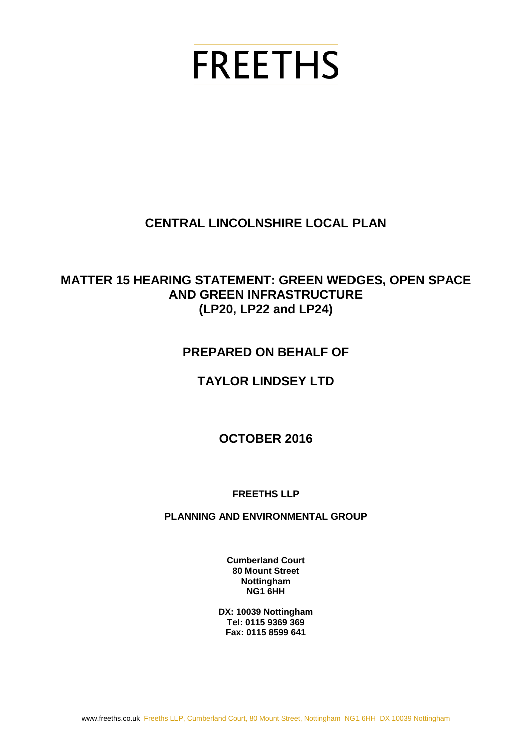# FREETHS

## CENTRAL LINCOLNSHIRE LOCAL PLAN

## MATTER 15 HEARING STATEMENT: GREEN WEDGES, OPEN SPACE AND GREEN INFRASTRUCTURE (LP20, LP22 and LP24)

## PREPARED ON BEHALF OF

## TAYLOR LINDSEY LTD

## OCTOBER 2016

**FREETHS LLP**

**PLANNING AND ENVIRONMENTAL GROUP**

**Cumberland Court**
**80 Mount Street**
**Nottingham**
**NG1 6HH**

**DX: 10039 Nottingham**
**Tel: 0115 9369 369**
**Fax: 0115 8599 641**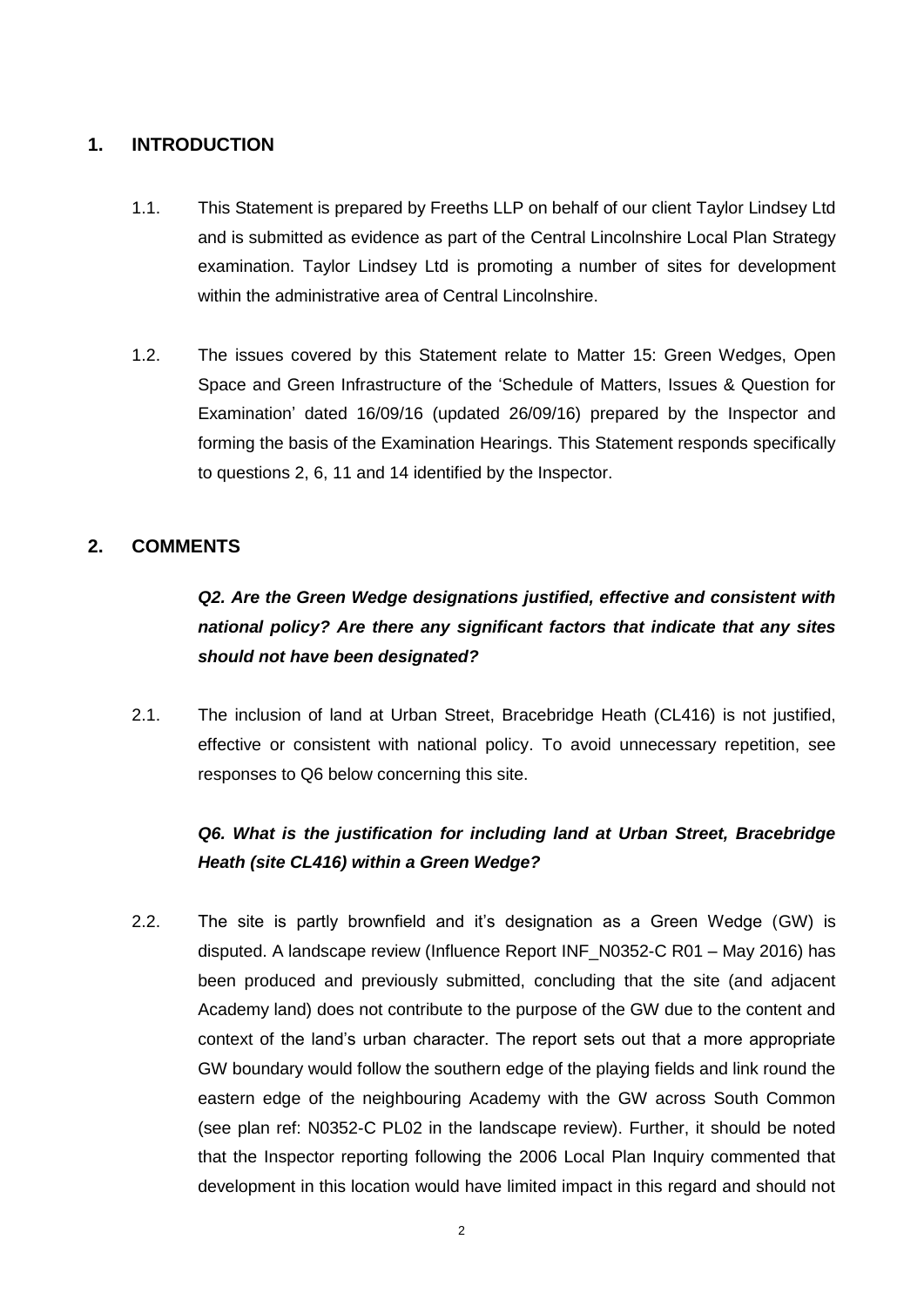## 1. INTRODUCTION

1.1. This Statement is prepared by Freeths LLP on behalf of our client Taylor Lindsey Ltd and is submitted as evidence as part of the Central Lincolnshire Local Plan Strategy examination. Taylor Lindsey Ltd is promoting a number of sites for development within the administrative area of Central Lincolnshire.

1.2. The issues covered by this Statement relate to Matter 15: Green Wedges, Open Space and Green Infrastructure of the 'Schedule of Matters, Issues & Question for Examination' dated 16/09/16 (updated 26/09/16) prepared by the Inspector and forming the basis of the Examination Hearings. This Statement responds specifically to questions 2, 6, 11 and 14 identified by the Inspector.

## 2. COMMENTS

***Q2. Are the Green Wedge designations justified, effective and consistent with national policy? Are there any significant factors that indicate that any sites should not have been designated?***

2.1. The inclusion of land at Urban Street, Bracebridge Heath (CL416) is not justified, effective or consistent with national policy. To avoid unnecessary repetition, see responses to Q6 below concerning this site.

***Q6. What is the justification for including land at Urban Street, Bracebridge Heath (site CL416) within a Green Wedge?***

2.2. The site is partly brownfield and it's designation as a Green Wedge (GW) is disputed. A landscape review (Influence Report INF_N0352-C R01 – May 2016) has been produced and previously submitted, concluding that the site (and adjacent Academy land) does not contribute to the purpose of the GW due to the content and context of the land's urban character. The report sets out that a more appropriate GW boundary would follow the southern edge of the playing fields and link round the eastern edge of the neighbouring Academy with the GW across South Common (see plan ref: N0352-C PL02 in the landscape review). Further, it should be noted that the Inspector reporting following the 2006 Local Plan Inquiry commented that development in this location would have limited impact in this regard and should not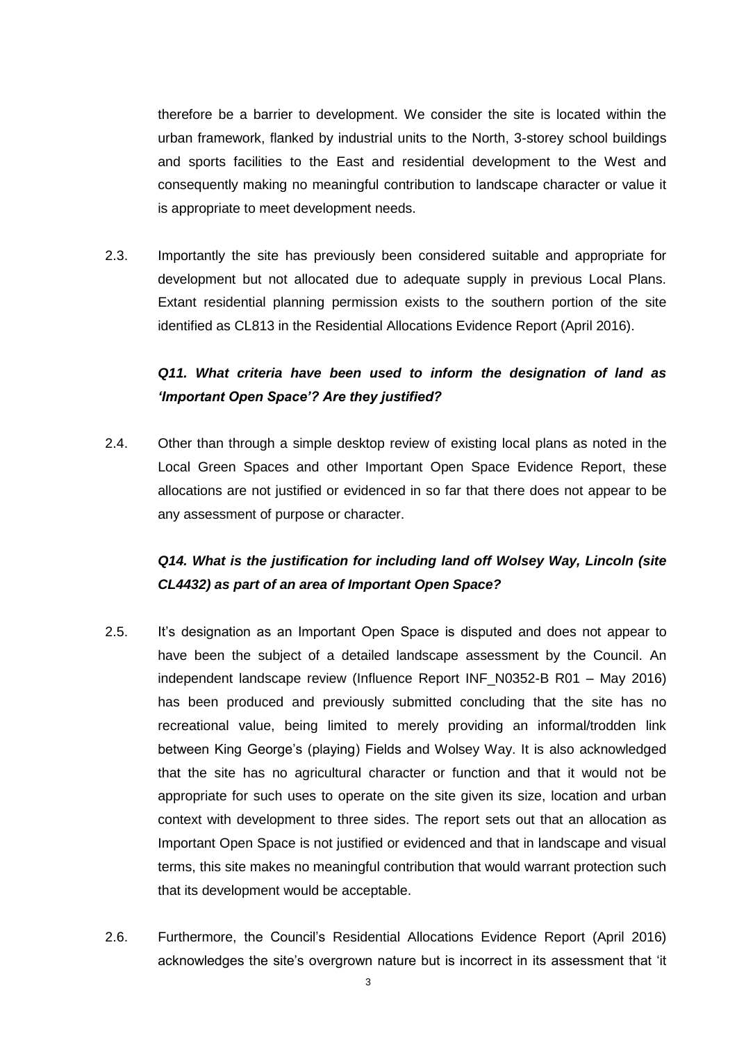therefore be a barrier to development. We consider the site is located within the urban framework, flanked by industrial units to the North, 3-storey school buildings and sports facilities to the East and residential development to the West and consequently making no meaningful contribution to landscape character or value it is appropriate to meet development needs.

2.3. Importantly the site has previously been considered suitable and appropriate for development but not allocated due to adequate supply in previous Local Plans. Extant residential planning permission exists to the southern portion of the site identified as CL813 in the Residential Allocations Evidence Report (April 2016).

***Q11. What criteria have been used to inform the designation of land as 'Important Open Space'? Are they justified?***

2.4. Other than through a simple desktop review of existing local plans as noted in the Local Green Spaces and other Important Open Space Evidence Report, these allocations are not justified or evidenced in so far that there does not appear to be any assessment of purpose or character.

***Q14. What is the justification for including land off Wolsey Way, Lincoln (site CL4432) as part of an area of Important Open Space?***

2.5. It's designation as an Important Open Space is disputed and does not appear to have been the subject of a detailed landscape assessment by the Council. An independent landscape review (Influence Report INF_N0352-B R01 – May 2016) has been produced and previously submitted concluding that the site has no recreational value, being limited to merely providing an informal/trodden link between King George's (playing) Fields and Wolsey Way. It is also acknowledged that the site has no agricultural character or function and that it would not be appropriate for such uses to operate on the site given its size, location and urban context with development to three sides. The report sets out that an allocation as Important Open Space is not justified or evidenced and that in landscape and visual terms, this site makes no meaningful contribution that would warrant protection such that its development would be acceptable.

2.6. Furthermore, the Council's Residential Allocations Evidence Report (April 2016) acknowledges the site's overgrown nature but is incorrect in its assessment that 'it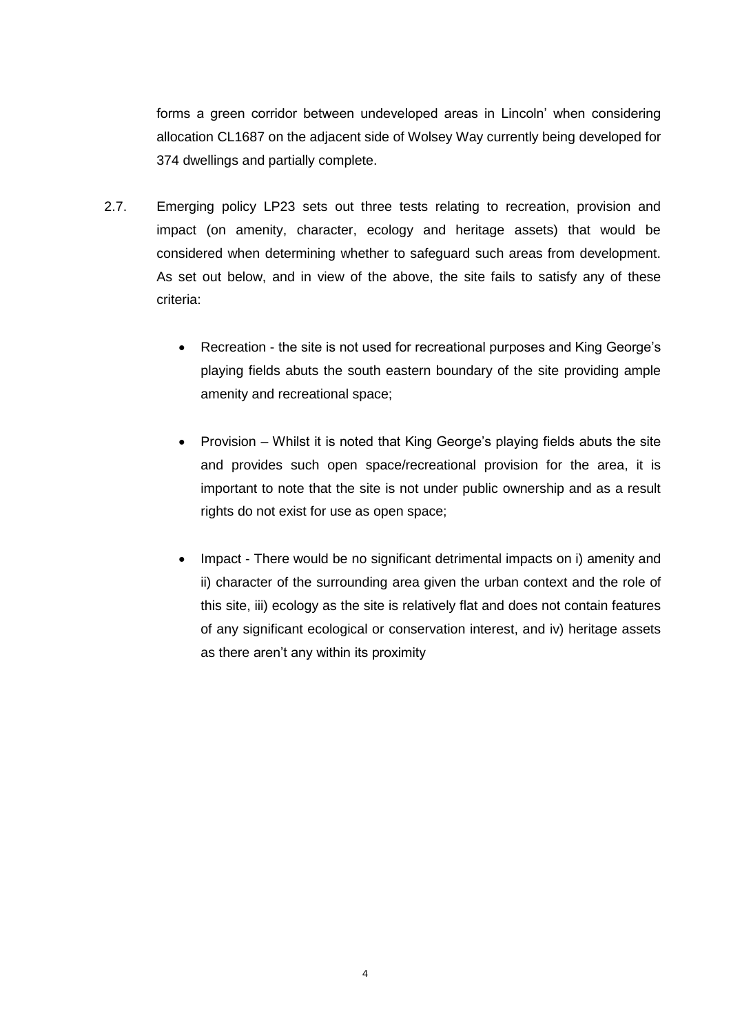forms a green corridor between undeveloped areas in Lincoln' when considering allocation CL1687 on the adjacent side of Wolsey Way currently being developed for 374 dwellings and partially complete.

2.7. Emerging policy LP23 sets out three tests relating to recreation, provision and impact (on amenity, character, ecology and heritage assets) that would be considered when determining whether to safeguard such areas from development. As set out below, and in view of the above, the site fails to satisfy any of these criteria:

- Recreation - the site is not used for recreational purposes and King George's playing fields abuts the south eastern boundary of the site providing ample amenity and recreational space;

- Provision – Whilst it is noted that King George's playing fields abuts the site and provides such open space/recreational provision for the area, it is important to note that the site is not under public ownership and as a result rights do not exist for use as open space;

- Impact - There would be no significant detrimental impacts on i) amenity and ii) character of the surrounding area given the urban context and the role of this site, iii) ecology as the site is relatively flat and does not contain features of any significant ecological or conservation interest, and iv) heritage assets as there aren't any within its proximity